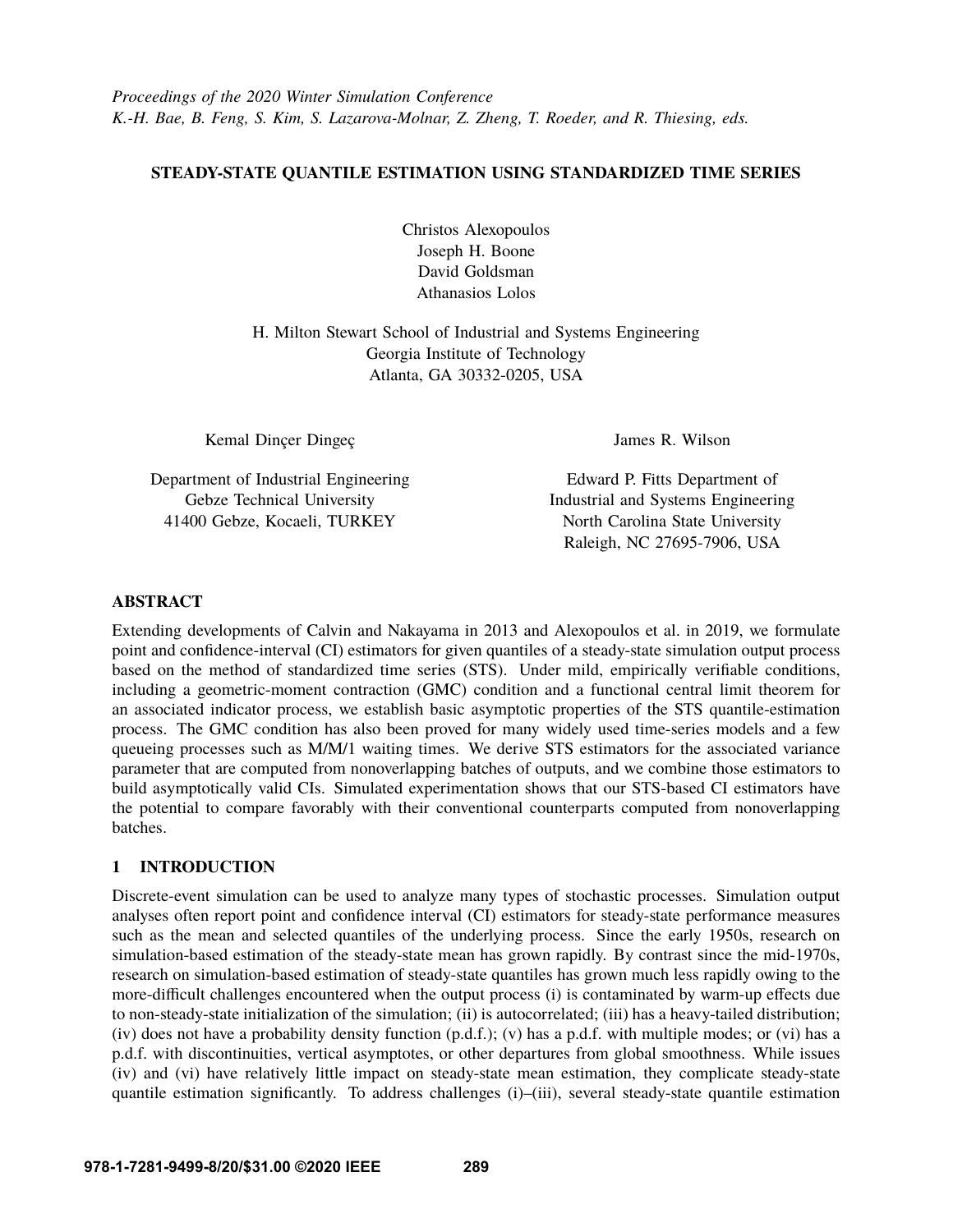*Proceedings of the 2020 Winter Simulation Conference*
*K.-H. Bae, B. Feng, S. Kim, S. Lazarova-Molnar, Z. Zheng, T. Roeder, and R. Thiesing, eds.*

# STEADY-STATE QUANTILE ESTIMATION USING STANDARDIZED TIME SERIES

Christos Alexopoulos
Joseph H. Boone
David Goldsman
Athanasios Lolos

H. Milton Stewart School of Industrial and Systems Engineering
Georgia Institute of Technology
Atlanta, GA 30332-0205, USA

Kemal Dinçer Dingeç

Department of Industrial Engineering
Gebze Technical University
41400 Gebze, Kocaeli, TURKEY

James R. Wilson

Edward P. Fitts Department of
Industrial and Systems Engineering
North Carolina State University
Raleigh, NC 27695-7906, USA

## ABSTRACT

Extending developments of Calvin and Nakayama in 2013 and Alexopoulos et al. in 2019, we formulate point and confidence-interval (CI) estimators for given quantiles of a steady-state simulation output process based on the method of standardized time series (STS). Under mild, empirically verifiable conditions, including a geometric-moment contraction (GMC) condition and a functional central limit theorem for an associated indicator process, we establish basic asymptotic properties of the STS quantile-estimation process. The GMC condition has also been proved for many widely used time-series models and a few queueing processes such as M/M/1 waiting times. We derive STS estimators for the associated variance parameter that are computed from nonoverlapping batches of outputs, and we combine those estimators to build asymptotically valid CIs. Simulated experimentation shows that our STS-based CI estimators have the potential to compare favorably with their conventional counterparts computed from nonoverlapping batches.

## 1 INTRODUCTION

Discrete-event simulation can be used to analyze many types of stochastic processes. Simulation output analyses often report point and confidence interval (CI) estimators for steady-state performance measures such as the mean and selected quantiles of the underlying process. Since the early 1950s, research on simulation-based estimation of the steady-state mean has grown rapidly. By contrast since the mid-1970s, research on simulation-based estimation of steady-state quantiles has grown much less rapidly owing to the more-difficult challenges encountered when the output process (i) is contaminated by warm-up effects due to non-steady-state initialization of the simulation; (ii) is autocorrelated; (iii) has a heavy-tailed distribution; (iv) does not have a probability density function (p.d.f.); (v) has a p.d.f. with multiple modes; or (vi) has a p.d.f. with discontinuities, vertical asymptotes, or other departures from global smoothness. While issues (iv) and (vi) have relatively little impact on steady-state mean estimation, they complicate steady-state quantile estimation significantly. To address challenges (i)–(iii), several steady-state quantile estimation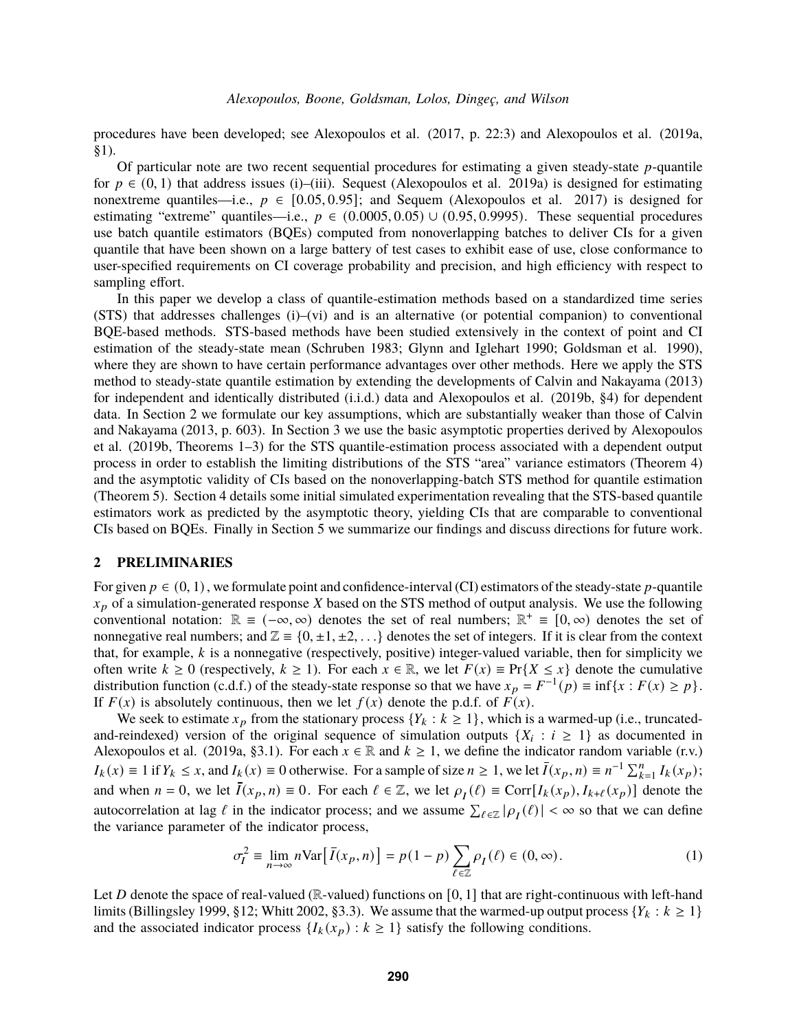procedures have been developed; see Alexopoulos et al. (2017, p. 22:3) and Alexopoulos et al. (2019a, §1).

Of particular note are two recent sequential procedures for estimating a given steady-state $p$-quantile for $p \in (0,1)$ that address issues (i)–(iii). Sequest (Alexopoulos et al. 2019a) is designed for estimating nonextreme quantiles—i.e., $p \in [0.05, 0.95]$; and Sequem (Alexopoulos et al. 2017) is designed for estimating "extreme" quantiles—i.e., $p \in (0.0005, 0.05) \cup (0.95, 0.9995)$. These sequential procedures use batch quantile estimators (BQEs) computed from nonoverlapping batches to deliver CIs for a given quantile that have been shown on a large battery of test cases to exhibit ease of use, close conformance to user-specified requirements on CI coverage probability and precision, and high efficiency with respect to sampling effort.

In this paper we develop a class of quantile-estimation methods based on a standardized time series (STS) that addresses challenges (i)–(vi) and is an alternative (or potential companion) to conventional BQE-based methods. STS-based methods have been studied extensively in the context of point and CI estimation of the steady-state mean (Schruben 1983; Glynn and Iglehart 1990; Goldsman et al. 1990), where they are shown to have certain performance advantages over other methods. Here we apply the STS method to steady-state quantile estimation by extending the developments of Calvin and Nakayama (2013) for independent and identically distributed (i.i.d.) data and Alexopoulos et al. (2019b, §4) for dependent data. In Section 2 we formulate our key assumptions, which are substantially weaker than those of Calvin and Nakayama (2013, p. 603). In Section 3 we use the basic asymptotic properties derived by Alexopoulos et al. (2019b, Theorems 1–3) for the STS quantile-estimation process associated with a dependent output process in order to establish the limiting distributions of the STS "area" variance estimators (Theorem 4) and the asymptotic validity of CIs based on the nonoverlapping-batch STS method for quantile estimation (Theorem 5). Section 4 details some initial simulated experimentation revealing that the STS-based quantile estimators work as predicted by the asymptotic theory, yielding CIs that are comparable to conventional CIs based on BQEs. Finally in Section 5 we summarize our findings and discuss directions for future work.

## 2 PRELIMINARIES

For given $p \in (0,1)$, we formulate point and confidence-interval (CI) estimators of the steady-state $p$-quantile $x_p$ of a simulation-generated response $X$ based on the STS method of output analysis. We use the following conventional notation: $\mathbb{R} \equiv (-\infty, \infty)$ denotes the set of real numbers; $\mathbb{R}^+ \equiv [0, \infty)$ denotes the set of nonnegative real numbers; and $\mathbb{Z} \equiv \{0, \pm 1, \pm 2, \ldots\}$ denotes the set of integers. If it is clear from the context that, for example, $k$ is a nonnegative (respectively, positive) integer-valued variable, then for simplicity we often write $k \geq 0$ (respectively, $k \geq 1$). For each $x \in \mathbb{R}$, we let $F(x) \equiv \Pr\{X \leq x\}$ denote the cumulative distribution function (c.d.f.) of the steady-state response so that we have $x_p = F^{-1}(p) \equiv \inf\{x : F(x) \geq p\}$. If $F(x)$ is absolutely continuous, then we let $f(x)$ denote the p.d.f. of $F(x)$.

We seek to estimate $x_p$ from the stationary process $\{Y_k : k \geq 1\}$, which is a warmed-up (i.e., truncated-and-reindexed) version of the original sequence of simulation outputs $\{X_i : i \geq 1\}$ as documented in Alexopoulos et al. (2019a, §3.1). For each $x \in \mathbb{R}$ and $k \geq 1$, we define the indicator random variable (r.v.) $I_k(x) \equiv 1$ if $Y_k \leq x$, and $I_k(x) \equiv 0$ otherwise. For a sample of size $n \geq 1$, we let $\bar{I}(x_p, n) \equiv n^{-1} \sum_{k=1}^{n} I_k(x_p)$; and when $n = 0$, we let $\bar{I}(x_p, n) \equiv 0$. For each $\ell \in \mathbb{Z}$, we let $\rho_I(\ell) \equiv \text{Corr}[I_k(x_p), I_{k+\ell}(x_p)]$ denote the autocorrelation at lag $\ell$ in the indicator process; and we assume $\sum_{\ell \in \mathbb{Z}} |\rho_I(\ell)| < \infty$ so that we can define the variance parameter of the indicator process,

$$\sigma_I^2 \equiv \lim_{n \to \infty} n \text{Var}\big[\bar{I}(x_p, n)\big] = p(1-p) \sum_{\ell \in \mathbb{Z}} \rho_I(\ell) \in (0, \infty). \tag{1}$$

Let $D$ denote the space of real-valued ($\mathbb{R}$-valued) functions on $[0,1]$ that are right-continuous with left-hand limits (Billingsley 1999, §12; Whitt 2002, §3.3). We assume that the warmed-up output process $\{Y_k : k \geq 1\}$ and the associated indicator process $\{I_k(x_p) : k \geq 1\}$ satisfy the following conditions.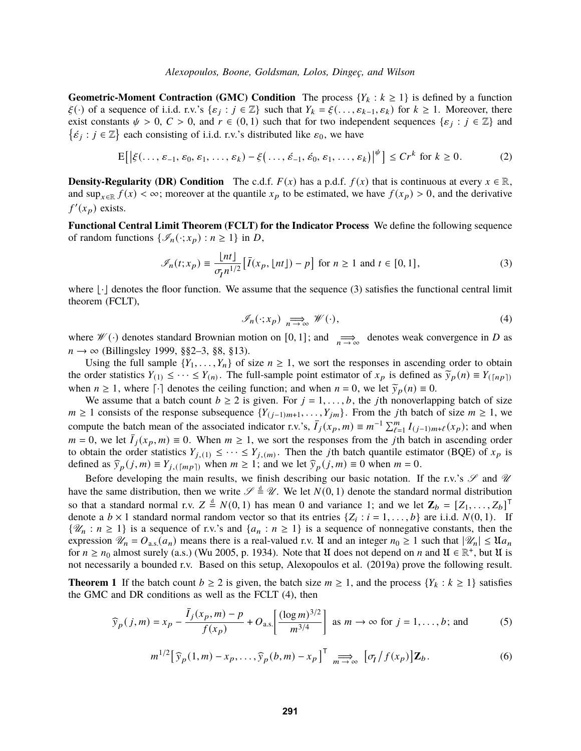**Geometric-Moment Contraction (GMC) Condition** The process $\{Y_k : k \geq 1\}$ is defined by a function $\xi(\cdot)$ of a sequence of i.i.d. r.v.'s $\{\varepsilon_j : j \in \mathbb{Z}\}$ such that $Y_k = \xi(\ldots, \varepsilon_{k-1}, \varepsilon_k)$ for $k \geq 1$. Moreover, there exist constants $\psi > 0$, $C > 0$, and $r \in (0, 1)$ such that for two independent sequences $\{\varepsilon_j : j \in \mathbb{Z}\}$ and $\{\acute{\varepsilon}_j : j \in \mathbb{Z}\}$ each consisting of i.i.d. r.v.'s distributed like $\varepsilon_0$, we have

$$\mathrm{E}\big[\big|\xi(\ldots, \varepsilon_{-1}, \varepsilon_0, \varepsilon_1, \ldots, \varepsilon_k) - \xi\big(\ldots, \acute{\varepsilon}_{-1}, \acute{\varepsilon}_0, \varepsilon_1, \ldots, \varepsilon_k\big)\big|^{\psi}\big] \leq Cr^k \text{ for } k \geq 0. \tag{2}$$

**Density-Regularity (DR) Condition** The c.d.f. $F(x)$ has a p.d.f. $f(x)$ that is continuous at every $x \in \mathbb{R}$, and $\sup_{x \in \mathbb{R}} f(x) < \infty$; moreover at the quantile $x_p$ to be estimated, we have $f(x_p) > 0$, and the derivative $f'(x_p)$ exists.

**Functional Central Limit Theorem (FCLT) for the Indicator Process** We define the following sequence of random functions $\{\mathscr{I}_n(\cdot; x_p) : n \geq 1\}$ in $D$,

$$\mathscr{I}_n(t; x_p) \equiv \frac{\lfloor nt \rfloor}{\sigma_I n^{1/2}}\big[\bar{I}(x_p, \lfloor nt \rfloor) - p\big] \text{ for } n \geq 1 \text{ and } t \in [0, 1], \tag{3}$$

where $\lfloor \cdot \rfloor$ denotes the floor function. We assume that the sequence (3) satisfies the functional central limit theorem (FCLT),

$$\mathscr{I}_n(\cdot; x_p) \underset{n \to \infty}{\Longrightarrow} \mathscr{W}(\cdot), \tag{4}$$

where $\mathscr{W}(\cdot)$ denotes standard Brownian motion on $[0, 1]$; and $\underset{n \to \infty}{\Longrightarrow}$ denotes weak convergence in $D$ as $n \to \infty$ (Billingsley 1999, §§2–3, §8, §13).

Using the full sample $\{Y_1, \ldots, Y_n\}$ of size $n \geq 1$, we sort the responses in ascending order to obtain the order statistics $Y_{(1)} \leq \cdots \leq Y_{(n)}$. The full-sample point estimator of $x_p$ is defined as $\widetilde{y}_p(n) \equiv Y_{(\lceil np \rceil)}$ when $n \geq 1$, where $\lceil \cdot \rceil$ denotes the ceiling function; and when $n = 0$, we let $\widetilde{y}_p(n) \equiv 0$.

We assume that a batch count $b \geq 2$ is given. For $j = 1, \ldots, b$, the $j$th nonoverlapping batch of size $m \geq 1$ consists of the response subsequence $\{Y_{(j-1)m+1}, \ldots, Y_{jm}\}$. From the $j$th batch of size $m \geq 1$, we compute the batch mean of the associated indicator r.v.'s, $\bar{I}_j(x_p, m) \equiv m^{-1} \sum_{\ell=1}^{m} I_{(j-1)m+\ell}(x_p)$; and when $m = 0$, we let $\bar{I}_j(x_p, m) \equiv 0$. When $m \geq 1$, we sort the responses from the $j$th batch in ascending order to obtain the order statistics $Y_{j,(1)} \leq \cdots \leq Y_{j,(m)}$. Then the $j$th batch quantile estimator (BQE) of $x_p$ is defined as $\widehat{y}_p(j, m) \equiv Y_{j,(\lceil mp \rceil)}$ when $m \geq 1$; and we let $\widehat{y}_p(j, m) \equiv 0$ when $m = 0$.

Before developing the main results, we finish describing our basic notation. If the r.v.'s $\mathscr{S}$ and $\mathscr{U}$ have the same distribution, then we write $\mathscr{S} \stackrel{\mathrm{d}}{=} \mathscr{U}$. We let $N(0, 1)$ denote the standard normal distribution so that a standard normal r.v. $Z \stackrel{\mathrm{d}}{=} N(0, 1)$ has mean 0 and variance 1; and we let $\mathbf{Z}_b = [Z_1, \ldots, Z_b]^{\mathsf{T}}$ denote a $b \times 1$ standard normal random vector so that its entries $\{Z_i : i = 1, \ldots, b\}$ are i.i.d. $N(0, 1)$. If $\{\mathscr{U}_n : n \geq 1\}$ is a sequence of r.v.'s and $\{a_n : n \geq 1\}$ is a sequence of nonnegative constants, then the expression $\mathscr{U}_n = O_{\text{a.s.}}(a_n)$ means there is a real-valued r.v. $\mathfrak{U}$ and an integer $n_0 \geq 1$ such that $|\mathscr{U}_n| \leq \mathfrak{U} a_n$ for $n \geq n_0$ almost surely (a.s.) (Wu 2005, p. 1934). Note that $\mathfrak{U}$ does not depend on $n$ and $\mathfrak{U} \in \mathbb{R}^{+}$, but $\mathfrak{U}$ is not necessarily a bounded r.v. Based on this setup, Alexopoulos et al. (2019a) prove the following result.

**Theorem 1** If the batch count $b \geq 2$ is given, the batch size $m \geq 1$, and the process $\{Y_k : k \geq 1\}$ satisfies the GMC and DR conditions as well as the FCLT (4), then

$$\widehat{y}_p(j, m) = x_p - \frac{\bar{I}_j(x_p, m) - p}{f(x_p)} + O_{\text{a.s.}}\left[\frac{(\log m)^{3/2}}{m^{3/4}}\right] \text{ as } m \to \infty \text{ for } j = 1, \ldots, b; \text{ and} \tag{5}$$

$$m^{1/2}\big[\widehat{y}_p(1, m) - x_p, \ldots, \widehat{y}_p(b, m) - x_p\big]^{\mathsf{T}} \underset{m \to \infty}{\Longrightarrow} \big[\sigma_I \big/ f(x_p)\big]\mathbf{Z}_b. \tag{6}$$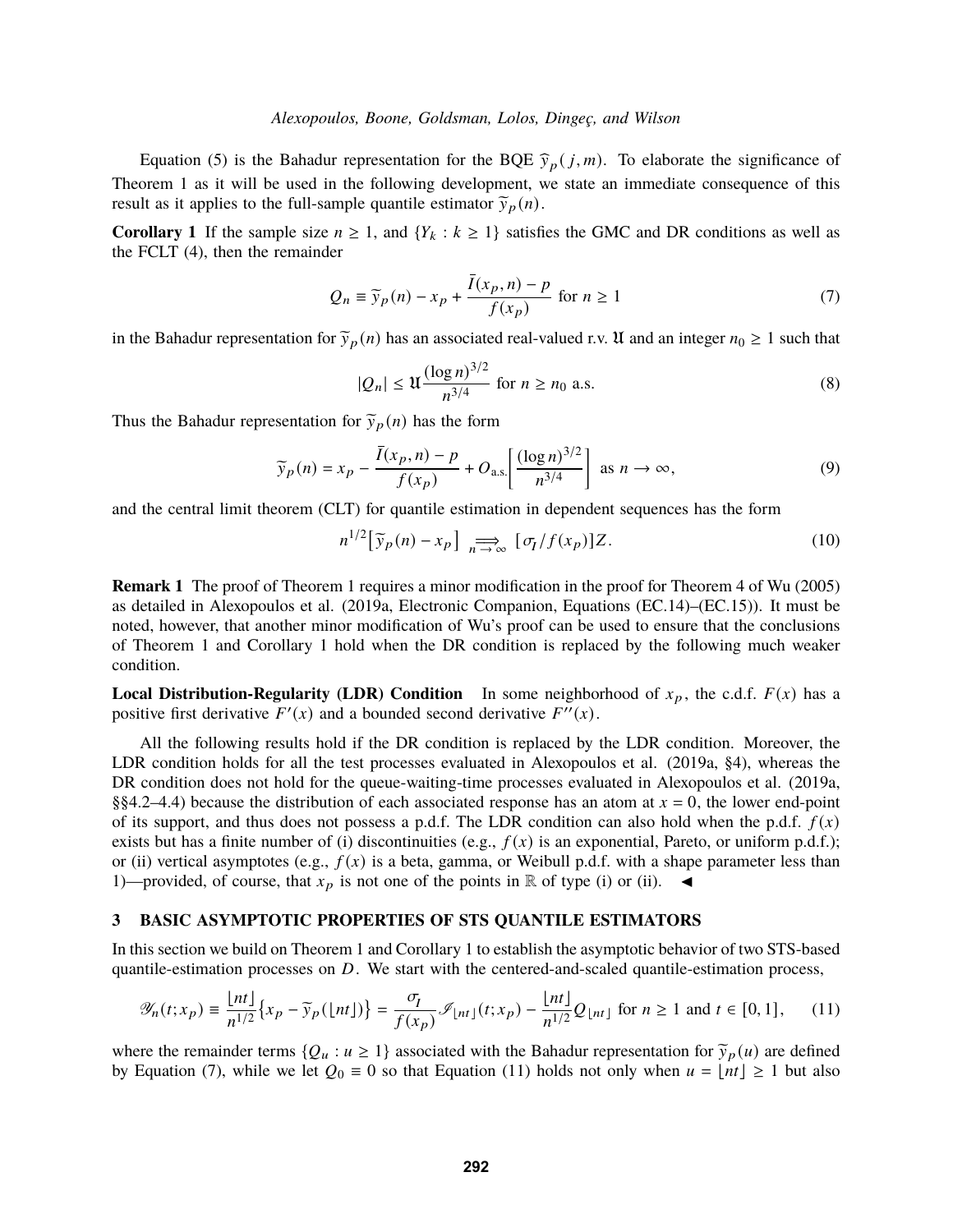Equation (5) is the Bahadur representation for the BQE $\widehat{y}_p(j, m)$. To elaborate the significance of Theorem 1 as it will be used in the following development, we state an immediate consequence of this result as it applies to the full-sample quantile estimator $\widetilde{y}_p(n)$.

**Corollary 1** If the sample size $n \geq 1$, and $\{Y_k : k \geq 1\}$ satisfies the GMC and DR conditions as well as the FCLT (4), then the remainder

$$Q_n \equiv \widetilde{y}_p(n) - x_p + \frac{\bar{I}(x_p, n) - p}{f(x_p)} \text{ for } n \geq 1 \tag{7}$$

in the Bahadur representation for $\widetilde{y}_p(n)$ has an associated real-valued r.v. $\mathfrak{U}$ and an integer $n_0 \geq 1$ such that

$$|Q_n| \leq \mathfrak{U} \frac{(\log n)^{3/2}}{n^{3/4}} \text{ for } n \geq n_0 \text{ a.s.} \tag{8}$$

Thus the Bahadur representation for $\widetilde{y}_p(n)$ has the form

$$\widetilde{y}_p(n) = x_p - \frac{\bar{I}(x_p, n) - p}{f(x_p)} + O_{\text{a.s.}}\left[\frac{(\log n)^{3/2}}{n^{3/4}}\right] \text{ as } n \to \infty, \tag{9}$$

and the central limit theorem (CLT) for quantile estimation in dependent sequences has the form

$$n^{1/2}\left[\widetilde{y}_p(n) - x_p\right] \underset{n \to \infty}{\Longrightarrow} [\sigma_I / f(x_p)] Z. \tag{10}$$

**Remark 1** The proof of Theorem 1 requires a minor modification in the proof for Theorem 4 of Wu (2005) as detailed in Alexopoulos et al. (2019a, Electronic Companion, Equations (EC.14)–(EC.15)). It must be noted, however, that another minor modification of Wu's proof can be used to ensure that the conclusions of Theorem 1 and Corollary 1 hold when the DR condition is replaced by the following much weaker condition.

**Local Distribution-Regularity (LDR) Condition** In some neighborhood of $x_p$, the c.d.f. $F(x)$ has a positive first derivative $F'(x)$ and a bounded second derivative $F''(x)$.

All the following results hold if the DR condition is replaced by the LDR condition. Moreover, the LDR condition holds for all the test processes evaluated in Alexopoulos et al. (2019a, §4), whereas the DR condition does not hold for the queue-waiting-time processes evaluated in Alexopoulos et al. (2019a, §§4.2–4.4) because the distribution of each associated response has an atom at $x = 0$, the lower end-point of its support, and thus does not possess a p.d.f. The LDR condition can also hold when the p.d.f. $f(x)$ exists but has a finite number of (i) discontinuities (e.g., $f(x)$ is an exponential, Pareto, or uniform p.d.f.); or (ii) vertical asymptotes (e.g., $f(x)$ is a beta, gamma, or Weibull p.d.f. with a shape parameter less than 1)—provided, of course, that $x_p$ is not one of the points in $\mathbb{R}$ of type (i) or (ii). ◀

## 3 BASIC ASYMPTOTIC PROPERTIES OF STS QUANTILE ESTIMATORS

In this section we build on Theorem 1 and Corollary 1 to establish the asymptotic behavior of two STS-based quantile-estimation processes on $D$. We start with the centered-and-scaled quantile-estimation process,

$$\mathscr{Y}_n(t; x_p) \equiv \frac{\lfloor nt \rfloor}{n^{1/2}}\left\{x_p - \widetilde{y}_p(\lfloor nt \rfloor)\right\} = \frac{\sigma_I}{f(x_p)} \mathscr{I}_{\lfloor nt \rfloor}(t; x_p) - \frac{\lfloor nt \rfloor}{n^{1/2}} Q_{\lfloor nt \rfloor} \text{ for } n \geq 1 \text{ and } t \in [0, 1], \tag{11}$$

where the remainder terms $\{Q_u : u \geq 1\}$ associated with the Bahadur representation for $\widetilde{y}_p(u)$ are defined by Equation (7), while we let $Q_0 \equiv 0$ so that Equation (11) holds not only when $u = \lfloor nt \rfloor \geq 1$ but also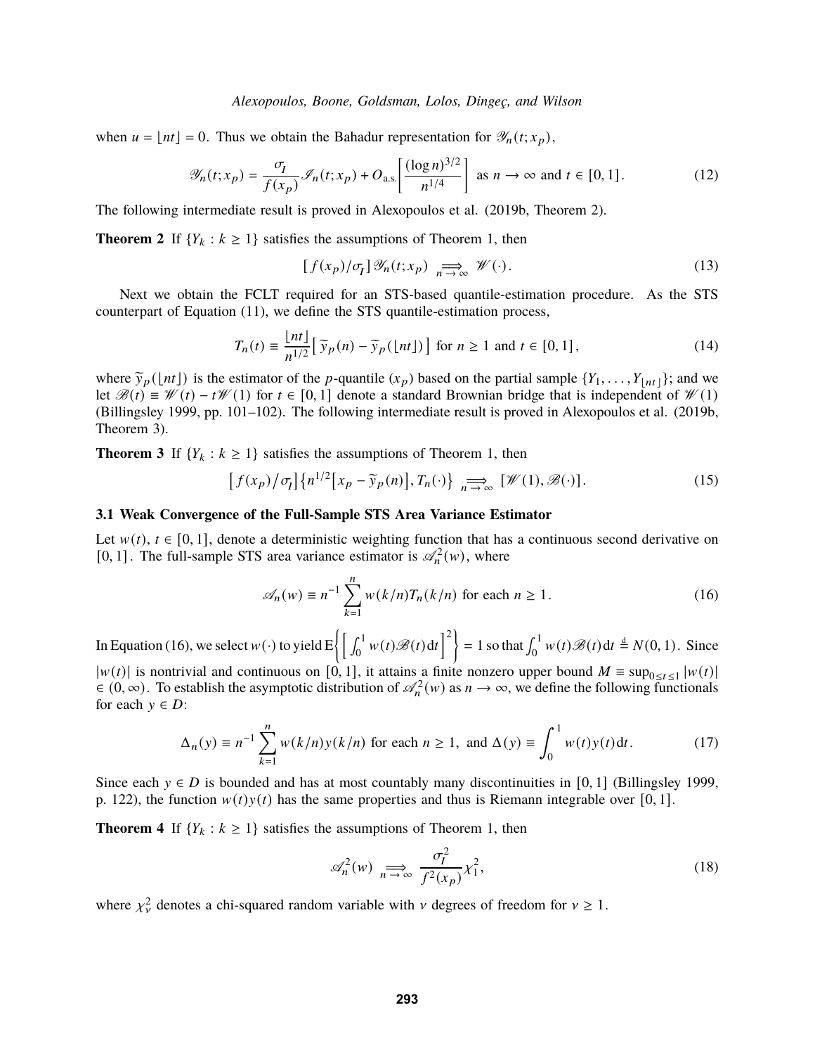when $u = \lfloor nt \rfloor = 0$. Thus we obtain the Bahadur representation for $\mathscr{Y}_n(t; x_p)$,

$$\mathscr{Y}_n(t; x_p) = \frac{\sigma_I}{f(x_p)} \mathscr{I}_n(t; x_p) + O_{\text{a.s.}}\left[\frac{(\log n)^{3/2}}{n^{1/4}}\right] \text{ as } n \to \infty \text{ and } t \in [0, 1]. \tag{12}$$

The following intermediate result is proved in Alexopoulos et al. (2019b, Theorem 2).

**Theorem 2** If $\{Y_k : k \geq 1\}$ satisfies the assumptions of Theorem 1, then

$$[f(x_p)/\sigma_I] \mathscr{Y}_n(t; x_p) \underset{n \to \infty}{\Longrightarrow} \mathscr{W}(\cdot). \tag{13}$$

Next we obtain the FCLT required for an STS-based quantile-estimation procedure. As the STS counterpart of Equation (11), we define the STS quantile-estimation process,

$$T_n(t) \equiv \frac{\lfloor nt \rfloor}{n^{1/2}} \left[ \widetilde{y}_p(n) - \widetilde{y}_p(\lfloor nt \rfloor) \right] \text{ for } n \geq 1 \text{ and } t \in [0, 1], \tag{14}$$

where $\widetilde{y}_p(\lfloor nt \rfloor)$ is the estimator of the $p$-quantile ($x_p$) based on the partial sample $\{Y_1, \ldots, Y_{\lfloor nt \rfloor}\}$; and we let $\mathscr{B}(t) \equiv \mathscr{W}(t) - t\mathscr{W}(1)$ for $t \in [0, 1]$ denote a standard Brownian bridge that is independent of $\mathscr{W}(1)$ (Billingsley 1999, pp. 101–102). The following intermediate result is proved in Alexopoulos et al. (2019b, Theorem 3).

**Theorem 3** If $\{Y_k : k \geq 1\}$ satisfies the assumptions of Theorem 1, then

$$\left[ f(x_p)/\sigma_I \right] \left\{ n^{1/2} \left[ x_p - \widetilde{y}_p(n) \right], T_n(\cdot) \right\} \underset{n \to \infty}{\Longrightarrow} [\mathscr{W}(1), \mathscr{B}(\cdot)]. \tag{15}$$

### 3.1 Weak Convergence of the Full-Sample STS Area Variance Estimator

Let $w(t)$, $t \in [0, 1]$, denote a deterministic weighting function that has a continuous second derivative on $[0, 1]$. The full-sample STS area variance estimator is $\mathscr{A}_n^2(w)$, where

$$\mathscr{A}_n(w) \equiv n^{-1} \sum_{k=1}^{n} w(k/n) T_n(k/n) \text{ for each } n \geq 1. \tag{16}$$

In Equation (16), we select $w(\cdot)$ to yield $\mathrm{E}\left\{ \left[ \int_0^1 w(t)\mathscr{B}(t)\,\mathrm{d}t \right]^2 \right\} = 1$ so that $\int_0^1 w(t)\mathscr{B}(t)\,\mathrm{d}t \overset{\mathrm{d}}{=} N(0, 1)$. Since $|w(t)|$ is nontrivial and continuous on $[0, 1]$, it attains a finite nonzero upper bound $M \equiv \sup_{0 \leq t \leq 1} |w(t)| \in (0, \infty)$. To establish the asymptotic distribution of $\mathscr{A}_n^2(w)$ as $n \to \infty$, we define the following functionals for each $y \in D$:

$$\Delta_n(y) \equiv n^{-1} \sum_{k=1}^{n} w(k/n) y(k/n) \text{ for each } n \geq 1, \text{ and } \Delta(y) \equiv \int_0^1 w(t) y(t)\,\mathrm{d}t. \tag{17}$$

Since each $y \in D$ is bounded and has at most countably many discontinuities in $[0, 1]$ (Billingsley 1999, p. 122), the function $w(t)y(t)$ has the same properties and thus is Riemann integrable over $[0, 1]$.

**Theorem 4** If $\{Y_k : k \geq 1\}$ satisfies the assumptions of Theorem 1, then

$$\mathscr{A}_n^2(w) \underset{n \to \infty}{\Longrightarrow} \frac{\sigma_I^2}{f^2(x_p)} \chi_1^2, \tag{18}$$

where $\chi_\nu^2$ denotes a chi-squared random variable with $\nu$ degrees of freedom for $\nu \geq 1$.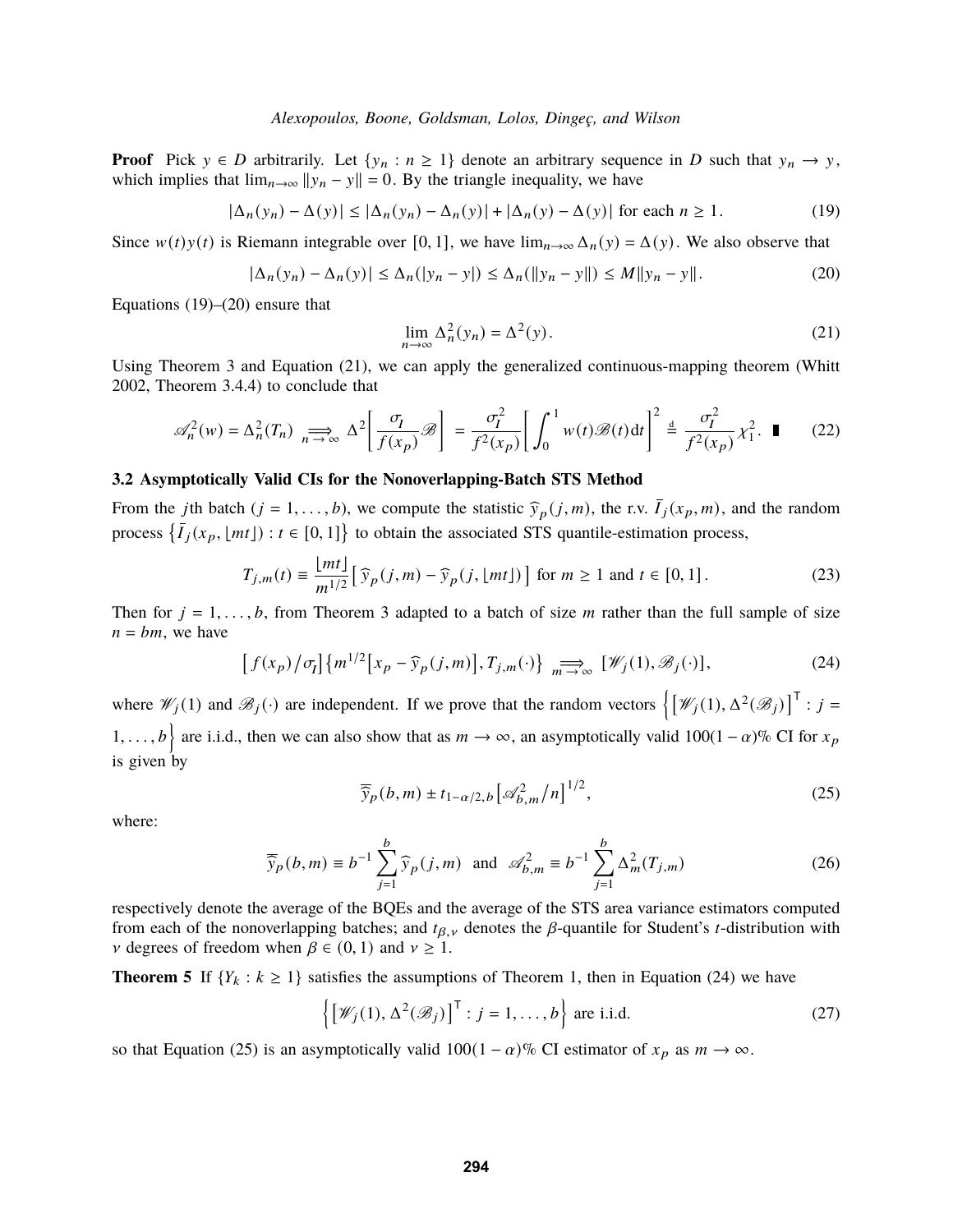**Proof** Pick $y \in D$ arbitrarily. Let $\{y_n : n \geq 1\}$ denote an arbitrary sequence in $D$ such that $y_n \to y$, which implies that $\lim_{n\to\infty} \|y_n - y\| = 0$. By the triangle inequality, we have

$$|\Delta_n(y_n) - \Delta(y)| \leq |\Delta_n(y_n) - \Delta_n(y)| + |\Delta_n(y) - \Delta(y)| \text{ for each } n \geq 1. \tag{19}$$

Since $w(t)y(t)$ is Riemann integrable over $[0,1]$, we have $\lim_{n\to\infty} \Delta_n(y) = \Delta(y)$. We also observe that

$$|\Delta_n(y_n) - \Delta_n(y)| \leq \Delta_n(|y_n - y|) \leq \Delta_n(\|y_n - y\|) \leq M\|y_n - y\|. \tag{20}$$

Equations (19)–(20) ensure that

$$\lim_{n\to\infty} \Delta_n^2(y_n) = \Delta^2(y). \tag{21}$$

Using Theorem 3 and Equation (21), we can apply the generalized continuous-mapping theorem (Whitt 2002, Theorem 3.4.4) to conclude that

$$\mathscr{A}_n^2(w) = \Delta_n^2(T_n) \underset{n\to\infty}{\Longrightarrow} \Delta^2\left[\frac{\sigma_I}{f(x_p)}\mathscr{B}\right] = \frac{\sigma_I^2}{f^2(x_p)}\left[\int_0^1 w(t)\mathscr{B}(t)\,\mathrm{d}t\right]^2 \overset{\mathrm{d}}{=} \frac{\sigma_I^2}{f^2(x_p)}\chi_1^2. \;\blacksquare \tag{22}$$

### 3.2 Asymptotically Valid CIs for the Nonoverlapping-Batch STS Method

From the $j$th batch ($j = 1,\ldots,b$), we compute the statistic $\widehat{y}_p(j,m)$, the r.v. $\bar{I}_j(x_p,m)$, and the random process $\left\{\bar{I}_j(x_p,\lfloor mt\rfloor) : t \in [0,1]\right\}$ to obtain the associated STS quantile-estimation process,

$$T_{j,m}(t) \equiv \frac{\lfloor mt\rfloor}{m^{1/2}}\left[\,\widehat{y}_p(j,m) - \widehat{y}_p(j,\lfloor mt\rfloor)\right] \text{ for } m \geq 1 \text{ and } t \in [0,1]. \tag{23}$$

Then for $j = 1,\ldots,b$, from Theorem 3 adapted to a batch of size $m$ rather than the full sample of size $n = bm$, we have

$$\left[f(x_p)\big/\sigma_I\right]\left\{m^{1/2}\left[x_p - \widehat{y}_p(j,m)\right], T_{j,m}(\cdot)\right\} \underset{m\to\infty}{\Longrightarrow} \left[\mathscr{W}_j(1), \mathscr{B}_j(\cdot)\right], \tag{24}$$

where $\mathscr{W}_j(1)$ and $\mathscr{B}_j(\cdot)$ are independent. If we prove that the random vectors $\left\{\left[\mathscr{W}_j(1), \Delta^2(\mathscr{B}_j)\right]^\mathsf{T} : j = 1,\ldots,b\right\}$ are i.i.d., then we can also show that as $m \to \infty$, an asymptotically valid $100(1-\alpha)$% CI for $x_p$ is given by

$$\overline{\overline{y}}_p(b,m) \pm t_{1-\alpha/2,b}\left[\mathscr{A}_{b,m}^2\big/n\right]^{1/2}, \tag{25}$$

where:

$$\overline{\overline{y}}_p(b,m) \equiv b^{-1}\sum_{j=1}^{b}\widehat{y}_p(j,m) \;\text{ and }\; \mathscr{A}_{b,m}^2 \equiv b^{-1}\sum_{j=1}^{b}\Delta_m^2(T_{j,m}) \tag{26}$$

respectively denote the average of the BQEs and the average of the STS area variance estimators computed from each of the nonoverlapping batches; and $t_{\beta,\nu}$ denotes the $\beta$-quantile for Student's $t$-distribution with $\nu$ degrees of freedom when $\beta \in (0,1)$ and $\nu \geq 1$.

**Theorem 5** If $\{Y_k : k \geq 1\}$ satisfies the assumptions of Theorem 1, then in Equation (24) we have

$$\left\{\left[\mathscr{W}_j(1), \Delta^2(\mathscr{B}_j)\right]^\mathsf{T} : j = 1,\ldots,b\right\} \text{ are i.i.d.} \tag{27}$$

so that Equation (25) is an asymptotically valid $100(1-\alpha)$% CI estimator of $x_p$ as $m \to \infty$.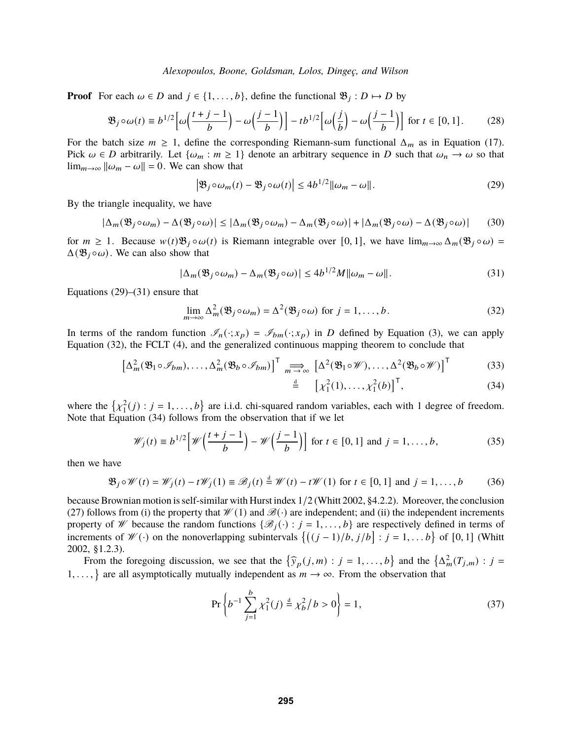**Proof** For each $\omega \in D$ and $j \in \{1, \ldots, b\}$, define the functional $\mathfrak{B}_j : D \mapsto D$ by

$$\mathfrak{B}_j \circ \omega(t) \equiv b^{1/2}\Big[\omega\Big(\frac{t+j-1}{b}\Big) - \omega\Big(\frac{j-1}{b}\Big)\Big] - t b^{1/2}\Big[\omega\Big(\frac{j}{b}\Big) - \omega\Big(\frac{j-1}{b}\Big)\Big] \text{ for } t \in [0,1]. \tag{28}$$

For the batch size $m \geq 1$, define the corresponding Riemann-sum functional $\Delta_m$ as in Equation (17). Pick $\omega \in D$ arbitrarily. Let $\{\omega_m : m \geq 1\}$ denote an arbitrary sequence in $D$ such that $\omega_n \to \omega$ so that $\lim_{m\to\infty} \|\omega_m - \omega\| = 0$. We can show that

$$\left|\mathfrak{B}_j \circ \omega_m(t) - \mathfrak{B}_j \circ \omega(t)\right| \leq 4b^{1/2}\|\omega_m - \omega\|. \tag{29}$$

By the triangle inequality, we have

$$|\Delta_m(\mathfrak{B}_j \circ \omega_m) - \Delta(\mathfrak{B}_j \circ \omega)| \leq |\Delta_m(\mathfrak{B}_j \circ \omega_m) - \Delta_m(\mathfrak{B}_j \circ \omega)| + |\Delta_m(\mathfrak{B}_j \circ \omega) - \Delta(\mathfrak{B}_j \circ \omega)| \tag{30}$$

for $m \geq 1$. Because $w(t)\mathfrak{B}_j \circ \omega(t)$ is Riemann integrable over $[0,1]$, we have $\lim_{m\to\infty} \Delta_m(\mathfrak{B}_j \circ \omega) = \Delta(\mathfrak{B}_j \circ \omega)$. We can also show that

$$|\Delta_m(\mathfrak{B}_j \circ \omega_m) - \Delta_m(\mathfrak{B}_j \circ \omega)| \leq 4b^{1/2} M \|\omega_m - \omega\|. \tag{31}$$

Equations (29)–(31) ensure that

$$\lim_{m\to\infty} \Delta_m^2(\mathfrak{B}_j \circ \omega_m) = \Delta^2(\mathfrak{B}_j \circ \omega) \text{ for } j = 1, \ldots, b. \tag{32}$$

In terms of the random function $\mathscr{I}_n(\cdot; x_p) = \mathscr{I}_{bm}(\cdot; x_p)$ in $D$ defined by Equation (3), we can apply Equation (32), the FCLT (4), and the generalized continuous mapping theorem to conclude that

$$\left[\Delta_m^2(\mathfrak{B}_1 \circ \mathscr{I}_{bm}), \ldots, \Delta_m^2(\mathfrak{B}_b \circ \mathscr{I}_{bm})\right]^\mathsf{T} \underset{m\to\infty}{\Longrightarrow} \left[\Delta^2(\mathfrak{B}_1 \circ \mathscr{W}), \ldots, \Delta^2(\mathfrak{B}_b \circ \mathscr{W})\right]^\mathsf{T} \tag{33}$$

$$\stackrel{\text{d}}{=} \quad \left[\chi_1^2(1), \ldots, \chi_1^2(b)\right]^\mathsf{T}, \tag{34}$$

where the $\left\{\chi_1^2(j) : j = 1, \ldots, b\right\}$ are i.i.d. chi-squared random variables, each with 1 degree of freedom. Note that Equation (34) follows from the observation that if we let

$$\mathscr{W}_j(t) \equiv b^{1/2}\Big[\mathscr{W}\Big(\frac{t+j-1}{b}\Big) - \mathscr{W}\Big(\frac{j-1}{b}\Big)\Big] \text{ for } t \in [0,1] \text{ and } j = 1, \ldots, b, \tag{35}$$

then we have

$$\mathfrak{B}_j \circ \mathscr{W}(t) = \mathscr{W}_j(t) - t\mathscr{W}_j(1) \equiv \mathscr{B}_j(t) \stackrel{\text{d}}{=} \mathscr{W}(t) - t\mathscr{W}(1) \text{ for } t \in [0,1] \text{ and } j = 1, \ldots, b \tag{36}$$

because Brownian motion is self-similar with Hurst index $1/2$ (Whitt 2002, §4.2.2). Moreover, the conclusion (27) follows from (i) the property that $\mathscr{W}(1)$ and $\mathscr{B}(\cdot)$ are independent; and (ii) the independent increments property of $\mathscr{W}$ because the random functions $\{\mathscr{B}_j(\cdot) : j = 1, \ldots, b\}$ are respectively defined in terms of increments of $\mathscr{W}(\cdot)$ on the nonoverlapping subintervals $\left\{\left((j-1)/b, j/b\right] : j = 1, \ldots b\right\}$ of $[0,1]$ (Whitt 2002, §1.2.3).

From the foregoing discussion, we see that the $\left\{\widehat{y}_p(j,m) : j = 1, \ldots, b\right\}$ and the $\left\{\Delta_m^2(T_{j,m}) : j = 1, \ldots,\right\}$ are all asymptotically mutually independent as $m \to \infty$. From the observation that

$$\Pr\left\{b^{-1}\sum_{j=1}^{b} \chi_1^2(j) \stackrel{\text{d}}{=} \chi_b^2\big/b > 0\right\} = 1, \tag{37}$$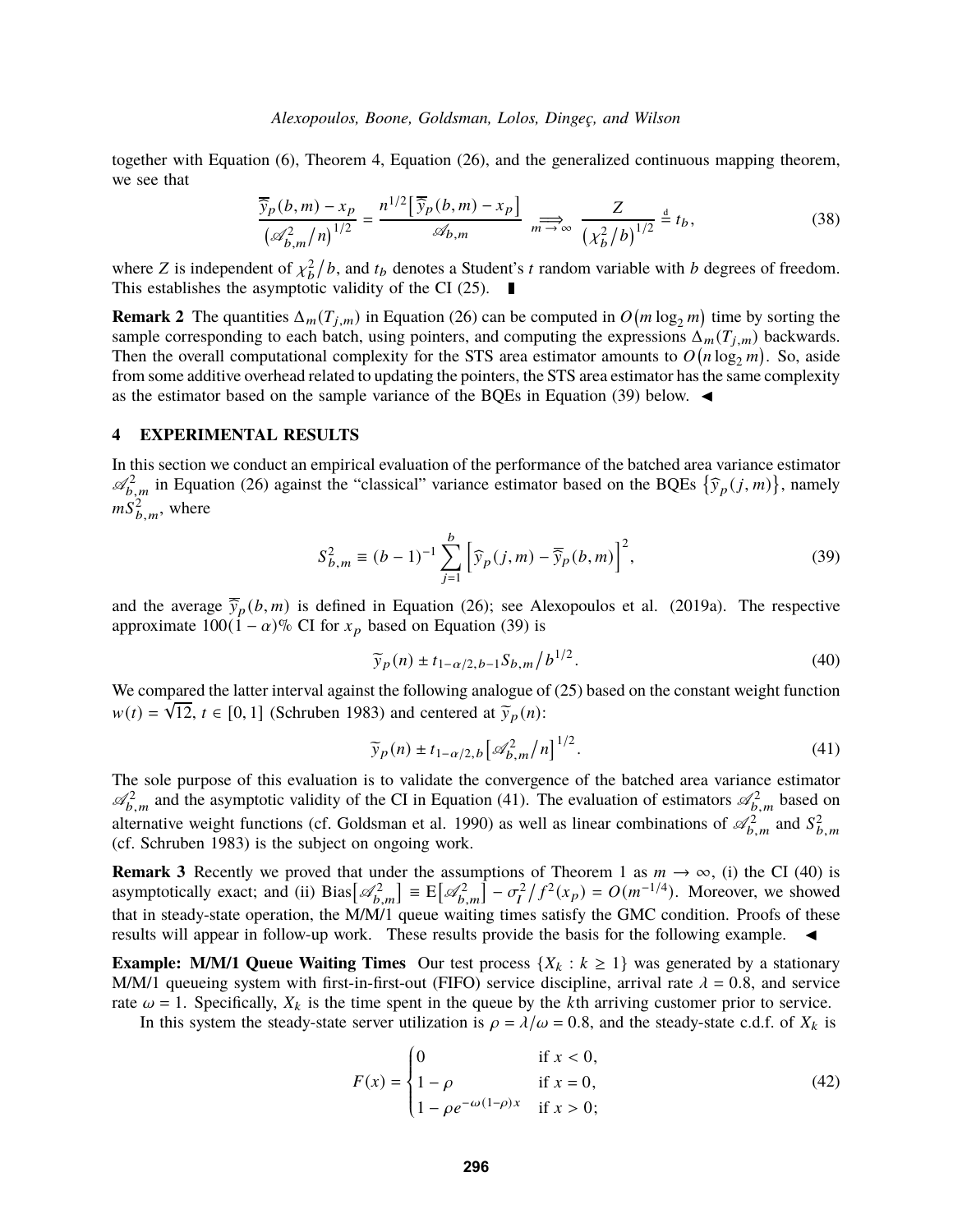together with Equation (6), Theorem 4, Equation (26), and the generalized continuous mapping theorem, we see that

$$\frac{\overline{\overline{y}}_p(b,m) - x_p}{\left(\mathscr{A}^2_{b,m}/n\right)^{1/2}} = \frac{n^{1/2}\left[\overline{\overline{y}}_p(b,m) - x_p\right]}{\mathscr{A}_{b,m}} \underset{m\to\infty}{\Longrightarrow} \frac{Z}{\left(\chi^2_b/b\right)^{1/2}} \stackrel{\mathrm{d}}{=} t_b, \tag{38}$$

where $Z$ is independent of $\chi^2_b/b$, and $t_b$ denotes a Student's $t$ random variable with $b$ degrees of freedom. This establishes the asymptotic validity of the CI (25). ∎

**Remark 2** The quantities $\Delta_m(T_{j,m})$ in Equation (26) can be computed in $O(m\log_2 m)$ time by sorting the sample corresponding to each batch, using pointers, and computing the expressions $\Delta_m(T_{j,m})$ backwards. Then the overall computational complexity for the STS area estimator amounts to $O(n\log_2 m)$. So, aside from some additive overhead related to updating the pointers, the STS area estimator has the same complexity as the estimator based on the sample variance of the BQEs in Equation (39) below. ◀

## 4 EXPERIMENTAL RESULTS

In this section we conduct an empirical evaluation of the performance of the batched area variance estimator $\mathscr{A}^2_{b,m}$ in Equation (26) against the "classical" variance estimator based on the BQEs $\{\widehat{y}_p(j,m)\}$, namely $mS^2_{b,m}$, where

$$S^2_{b,m} \equiv (b-1)^{-1}\sum_{j=1}^{b}\left[\widehat{y}_p(j,m) - \overline{\overline{y}}_p(b,m)\right]^2, \tag{39}$$

and the average $\overline{\overline{y}}_p(b,m)$ is defined in Equation (26); see Alexopoulos et al. (2019a). The respective approximate $100(1-\alpha)$% CI for $x_p$ based on Equation (39) is

$$\widetilde{y}_p(n) \pm t_{1-\alpha/2,b-1}S_{b,m}/b^{1/2}. \tag{40}$$

We compared the latter interval against the following analogue of (25) based on the constant weight function $w(t) = \sqrt{12}$, $t \in [0,1]$ (Schruben 1983) and centered at $\widetilde{y}_p(n)$:

$$\widetilde{y}_p(n) \pm t_{1-\alpha/2,b}\left[\mathscr{A}^2_{b,m}/n\right]^{1/2}. \tag{41}$$

The sole purpose of this evaluation is to validate the convergence of the batched area variance estimator $\mathscr{A}^2_{b,m}$ and the asymptotic validity of the CI in Equation (41). The evaluation of estimators $\mathscr{A}^2_{b,m}$ based on alternative weight functions (cf. Goldsman et al. 1990) as well as linear combinations of $\mathscr{A}^2_{b,m}$ and $S^2_{b,m}$ (cf. Schruben 1983) is the subject on ongoing work.

**Remark 3** Recently we proved that under the assumptions of Theorem 1 as $m \to \infty$, (i) the CI (40) is asymptotically exact; and (ii) $\mathrm{Bias}\left[\mathscr{A}^2_{b,m}\right] \equiv \mathrm{E}\left[\mathscr{A}^2_{b,m}\right] - \sigma^2_I/f^2(x_p) = O(m^{-1/4})$. Moreover, we showed that in steady-state operation, the M/M/1 queue waiting times satisfy the GMC condition. Proofs of these results will appear in follow-up work. These results provide the basis for the following example. ◀

**Example: M/M/1 Queue Waiting Times** Our test process $\{X_k : k \geq 1\}$ was generated by a stationary M/M/1 queueing system with first-in-first-out (FIFO) service discipline, arrival rate $\lambda = 0.8$, and service rate $\omega = 1$. Specifically, $X_k$ is the time spent in the queue by the $k$th arriving customer prior to service.

In this system the steady-state server utilization is $\rho = \lambda/\omega = 0.8$, and the steady-state c.d.f. of $X_k$ is

$$F(x) = \begin{cases} 0 & \text{if } x < 0, \\ 1-\rho & \text{if } x = 0, \\ 1-\rho e^{-\omega(1-\rho)x} & \text{if } x > 0; \end{cases} \tag{42}$$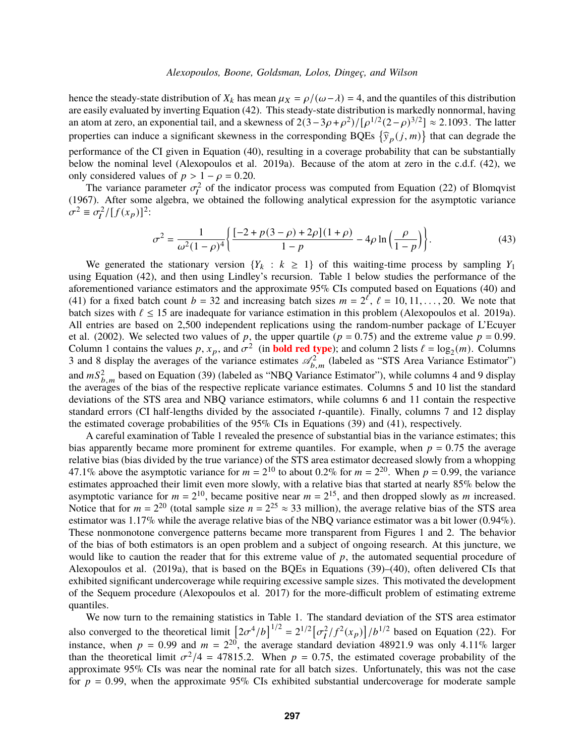hence the steady-state distribution of $X_k$ has mean $\mu_X = \rho/(\omega - \lambda) = 4$, and the quantiles of this distribution are easily evaluated by inverting Equation (42). This steady-state distribution is markedly nonnormal, having an atom at zero, an exponential tail, and a skewness of $2(3-3\rho+\rho^2)/[\rho^{1/2}(2-\rho)^{3/2}] \approx 2.1093$. The latter properties can induce a significant skewness in the corresponding BQEs $\{\widehat{y}_p(j,m)\}$ that can degrade the performance of the CI given in Equation (40), resulting in a coverage probability that can be substantially below the nominal level (Alexopoulos et al. 2019a). Because of the atom at zero in the c.d.f. (42), we only considered values of $p > 1 - \rho = 0.20$.

The variance parameter $\sigma_I^2$ of the indicator process was computed from Equation (22) of Blomqvist (1967). After some algebra, we obtained the following analytical expression for the asymptotic variance $\sigma^2 \equiv \sigma_I^2/[f(x_p)]^2$:

$$\sigma^2 = \frac{1}{\omega^2(1-\rho)^4}\left\{\frac{[-2+p(3-\rho)+2\rho](1+\rho)}{1-p} - 4\rho\ln\left(\frac{\rho}{1-p}\right)\right\}. \tag{43}$$

We generated the stationary version $\{Y_k : k \geq 1\}$ of this waiting-time process by sampling $Y_1$ using Equation (42), and then using Lindley's recursion. Table 1 below studies the performance of the aforementioned variance estimators and the approximate 95% CIs computed based on Equations (40) and (41) for a fixed batch count $b = 32$ and increasing batch sizes $m = 2^\ell$, $\ell = 10, 11, \ldots, 20$. We note that batch sizes with $\ell \leq 15$ are inadequate for variance estimation in this problem (Alexopoulos et al. 2019a). All entries are based on 2,500 independent replications using the random-number package of L'Ecuyer et al. (2002). We selected two values of $p$, the upper quartile ($p = 0.75$) and the extreme value $p = 0.99$. Column 1 contains the values $p$, $x_p$, and $\sigma^2$ (in **bold red type**); and column 2 lists $\ell = \log_2(m)$. Columns 3 and 8 display the averages of the variance estimates $\mathscr{A}^2_{b,m}$ (labeled as "STS Area Variance Estimator") and $mS^2_{b,m}$ based on Equation (39) (labeled as "NBQ Variance Estimator"), while columns 4 and 9 display the averages of the bias of the respective replicate variance estimates. Columns 5 and 10 list the standard deviations of the STS area and NBQ variance estimators, while columns 6 and 11 contain the respective standard errors (CI half-lengths divided by the associated $t$-quantile). Finally, columns 7 and 12 display the estimated coverage probabilities of the 95% CIs in Equations (39) and (41), respectively.

A careful examination of Table 1 revealed the presence of substantial bias in the variance estimates; this bias apparently became more prominent for extreme quantiles. For example, when $p = 0.75$ the average relative bias (bias divided by the true variance) of the STS area estimator decreased slowly from a whopping 47.1% above the asymptotic variance for $m = 2^{10}$ to about 0.2% for $m = 2^{20}$. When $p = 0.99$, the variance estimates approached their limit even more slowly, with a relative bias that started at nearly 85% below the asymptotic variance for $m = 2^{10}$, became positive near $m = 2^{15}$, and then dropped slowly as $m$ increased. Notice that for $m = 2^{20}$ (total sample size $n = 2^{25} \approx 33$ million), the average relative bias of the STS area estimator was 1.17% while the average relative bias of the NBQ variance estimator was a bit lower (0.94%). These nonmonotone convergence patterns became more transparent from Figures 1 and 2. The behavior of the bias of both estimators is an open problem and a subject of ongoing research. At this juncture, we would like to caution the reader that for this extreme value of $p$, the automated sequential procedure of Alexopoulos et al. (2019a), that is based on the BQEs in Equations (39)–(40), often delivered CIs that exhibited significant undercoverage while requiring excessive sample sizes. This motivated the development of the Sequem procedure (Alexopoulos et al. 2017) for the more-difficult problem of estimating extreme quantiles.

We now turn to the remaining statistics in Table 1. The standard deviation of the STS area estimator also converged to the theoretical limit $\left[2\sigma^4/b\right]^{1/2} = 2^{1/2}\left[\sigma_I^2/f^2(x_p)\right]/b^{1/2}$ based on Equation (22). For instance, when $p = 0.99$ and $m = 2^{20}$, the average standard deviation 48921.9 was only 4.11% larger than the theoretical limit $\sigma^2/4 = 47815.2$. When $p = 0.75$, the estimated coverage probability of the approximate 95% CIs was near the nominal rate for all batch sizes. Unfortunately, this was not the case for $p = 0.99$, when the approximate 95% CIs exhibited substantial undercoverage for moderate sample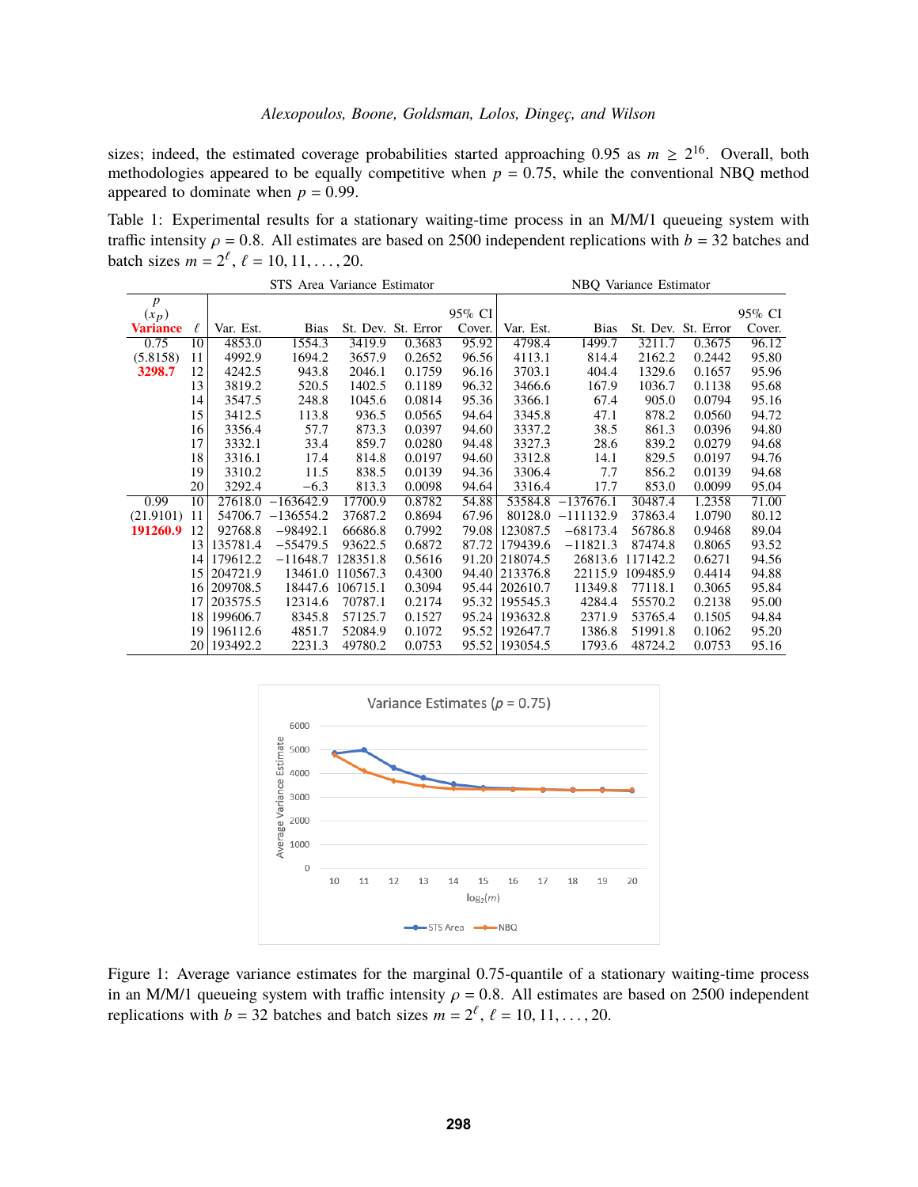sizes; indeed, the estimated coverage probabilities started approaching 0.95 as $m \geq 2^{16}$. Overall, both methodologies appeared to be equally competitive when $p = 0.75$, while the conventional NBQ method appeared to dominate when $p = 0.99$.

Table 1: Experimental results for a stationary waiting-time process in an M/M/1 queueing system with traffic intensity $\rho = 0.8$. All estimates are based on 2500 independent replications with $b = 32$ batches and batch sizes $m = 2^\ell$, $\ell = 10, 11, \ldots, 20$.

| | | STS Area Variance Estimator | | | | | NBQ Variance Estimator | | | | |
|---|---|---|---|---|---|---|---|---|---|---|---|
| $p$ ($x_p$) **Variance** | $\ell$ | Var. Est. | Bias | St. Dev. | St. Error | 95% CI Cover. | Var. Est. | Bias | St. Dev. | St. Error | 95% CI Cover. |
| 0.75 | 10 | 4853.0 | 1554.3 | 3419.9 | 0.3683 | 95.92 | 4798.4 | 1499.7 | 3211.7 | 0.3675 | 96.12 |
| (5.8158) | 11 | 4992.9 | 1694.2 | 3657.9 | 0.2652 | 96.56 | 4113.1 | 814.4 | 2162.2 | 0.2442 | 95.80 |
| **3298.7** | 12 | 4242.5 | 943.8 | 2046.1 | 0.1759 | 96.16 | 3703.1 | 404.4 | 1329.6 | 0.1657 | 95.96 |
| | 13 | 3819.2 | 520.5 | 1402.5 | 0.1189 | 96.32 | 3466.6 | 167.9 | 1036.7 | 0.1138 | 95.68 |
| | 14 | 3547.5 | 248.8 | 1045.6 | 0.0814 | 95.36 | 3366.1 | 67.4 | 905.0 | 0.0794 | 95.16 |
| | 15 | 3412.5 | 113.8 | 936.5 | 0.0565 | 94.64 | 3345.8 | 47.1 | 878.2 | 0.0560 | 94.72 |
| | 16 | 3356.4 | 57.7 | 873.3 | 0.0397 | 94.60 | 3337.2 | 38.5 | 861.3 | 0.0396 | 94.80 |
| | 17 | 3332.1 | 33.4 | 859.7 | 0.0280 | 94.48 | 3327.3 | 28.6 | 839.2 | 0.0279 | 94.68 |
| | 18 | 3316.1 | 17.4 | 814.8 | 0.0197 | 94.60 | 3312.8 | 14.1 | 829.5 | 0.0197 | 94.76 |
| | 19 | 3310.2 | 11.5 | 838.5 | 0.0139 | 94.36 | 3306.4 | 7.7 | 856.2 | 0.0139 | 94.68 |
| | 20 | 3292.4 | −6.3 | 813.3 | 0.0098 | 94.64 | 3316.4 | 17.7 | 853.0 | 0.0099 | 95.04 |
| 0.99 | 10 | 27618.0 | −163642.9 | 17700.9 | 0.8782 | 54.88 | 53584.8 | −137676.1 | 30487.4 | 1.2358 | 71.00 |
| (21.9101) | 11 | 54706.7 | −136554.2 | 37687.2 | 0.8694 | 67.96 | 80128.0 | −111132.9 | 37863.4 | 1.0790 | 80.12 |
| **191260.9** | 12 | 92768.8 | −98492.1 | 66686.8 | 0.7992 | 79.08 | 123087.5 | −68173.4 | 56786.8 | 0.9468 | 89.04 |
| | 13 | 135781.4 | −55479.5 | 93622.5 | 0.6872 | 87.72 | 179439.6 | −11821.3 | 87474.8 | 0.8065 | 93.52 |
| | 14 | 179612.2 | −11648.7 | 128351.8 | 0.5616 | 91.20 | 218074.5 | 26813.6 | 117142.2 | 0.6271 | 94.56 |
| | 15 | 204721.9 | 13461.0 | 110567.3 | 0.4300 | 94.40 | 213376.8 | 22115.9 | 109485.9 | 0.4414 | 94.88 |
| | 16 | 209708.5 | 18447.6 | 106715.1 | 0.3094 | 95.44 | 202610.7 | 11349.8 | 77118.1 | 0.3065 | 95.84 |
| | 17 | 203575.5 | 12314.6 | 70787.1 | 0.2174 | 95.32 | 195545.3 | 4284.4 | 55570.2 | 0.2138 | 95.00 |
| | 18 | 199606.7 | 8345.8 | 57125.7 | 0.1527 | 95.24 | 193632.8 | 2371.9 | 53765.4 | 0.1505 | 94.84 |
| | 19 | 196112.6 | 4851.7 | 52084.9 | 0.1072 | 95.52 | 192647.7 | 1386.8 | 51991.8 | 0.1062 | 95.20 |
| | 20 | 193492.2 | 2231.3 | 49780.2 | 0.0753 | 95.52 | 193054.5 | 1793.6 | 48724.2 | 0.0753 | 95.16 |

Figure 1: Average variance estimates for the marginal 0.75-quantile of a stationary waiting-time process in an M/M/1 queueing system with traffic intensity $\rho = 0.8$. All estimates are based on 2500 independent replications with $b = 32$ batches and batch sizes $m = 2^\ell$, $\ell = 10, 11, \ldots, 20$.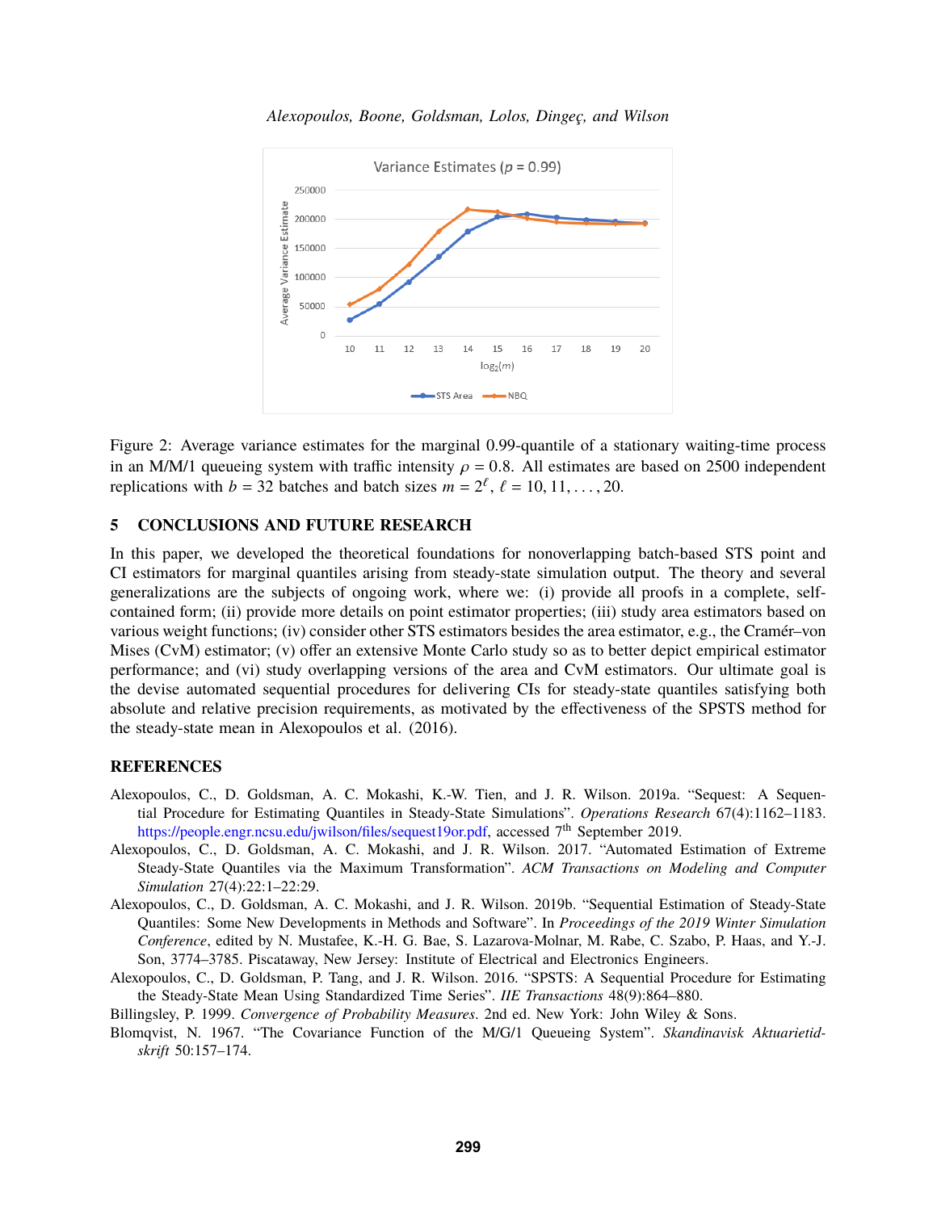Figure 2: Average variance estimates for the marginal 0.99-quantile of a stationary waiting-time process in an M/M/1 queueing system with traffic intensity $\rho = 0.8$. All estimates are based on 2500 independent replications with $b = 32$ batches and batch sizes $m = 2^{\ell}$, $\ell = 10, 11, \ldots, 20$.

## 5 CONCLUSIONS AND FUTURE RESEARCH

In this paper, we developed the theoretical foundations for nonoverlapping batch-based STS point and CI estimators for marginal quantiles arising from steady-state simulation output. The theory and several generalizations are the subjects of ongoing work, where we: (i) provide all proofs in a complete, self-contained form; (ii) provide more details on point estimator properties; (iii) study area estimators based on various weight functions; (iv) consider other STS estimators besides the area estimator, e.g., the Cramér–von Mises (CvM) estimator; (v) offer an extensive Monte Carlo study so as to better depict empirical estimator performance; and (vi) study overlapping versions of the area and CvM estimators. Our ultimate goal is the devise automated sequential procedures for delivering CIs for steady-state quantiles satisfying both absolute and relative precision requirements, as motivated by the effectiveness of the SPSTS method for the steady-state mean in Alexopoulos et al. (2016).

## REFERENCES

Alexopoulos, C., D. Goldsman, A. C. Mokashi, K.-W. Tien, and J. R. Wilson. 2019a. "Sequest: A Sequential Procedure for Estimating Quantiles in Steady-State Simulations". *Operations Research* 67(4):1162–1183. https://people.engr.ncsu.edu/jwilson/files/sequest19or.pdf, accessed 7th September 2019.

Alexopoulos, C., D. Goldsman, A. C. Mokashi, and J. R. Wilson. 2017. "Automated Estimation of Extreme Steady-State Quantiles via the Maximum Transformation". *ACM Transactions on Modeling and Computer Simulation* 27(4):22:1–22:29.

Alexopoulos, C., D. Goldsman, A. C. Mokashi, and J. R. Wilson. 2019b. "Sequential Estimation of Steady-State Quantiles: Some New Developments in Methods and Software". In *Proceedings of the 2019 Winter Simulation Conference*, edited by N. Mustafee, K.-H. G. Bae, S. Lazarova-Molnar, M. Rabe, C. Szabo, P. Haas, and Y.-J. Son, 3774–3785. Piscataway, New Jersey: Institute of Electrical and Electronics Engineers.

Alexopoulos, C., D. Goldsman, P. Tang, and J. R. Wilson. 2016. "SPSTS: A Sequential Procedure for Estimating the Steady-State Mean Using Standardized Time Series". *IIE Transactions* 48(9):864–880.

Billingsley, P. 1999. *Convergence of Probability Measures*. 2nd ed. New York: John Wiley & Sons.

Blomqvist, N. 1967. "The Covariance Function of the M/G/1 Queueing System". *Skandinavisk Aktuarietidskrift* 50:157–174.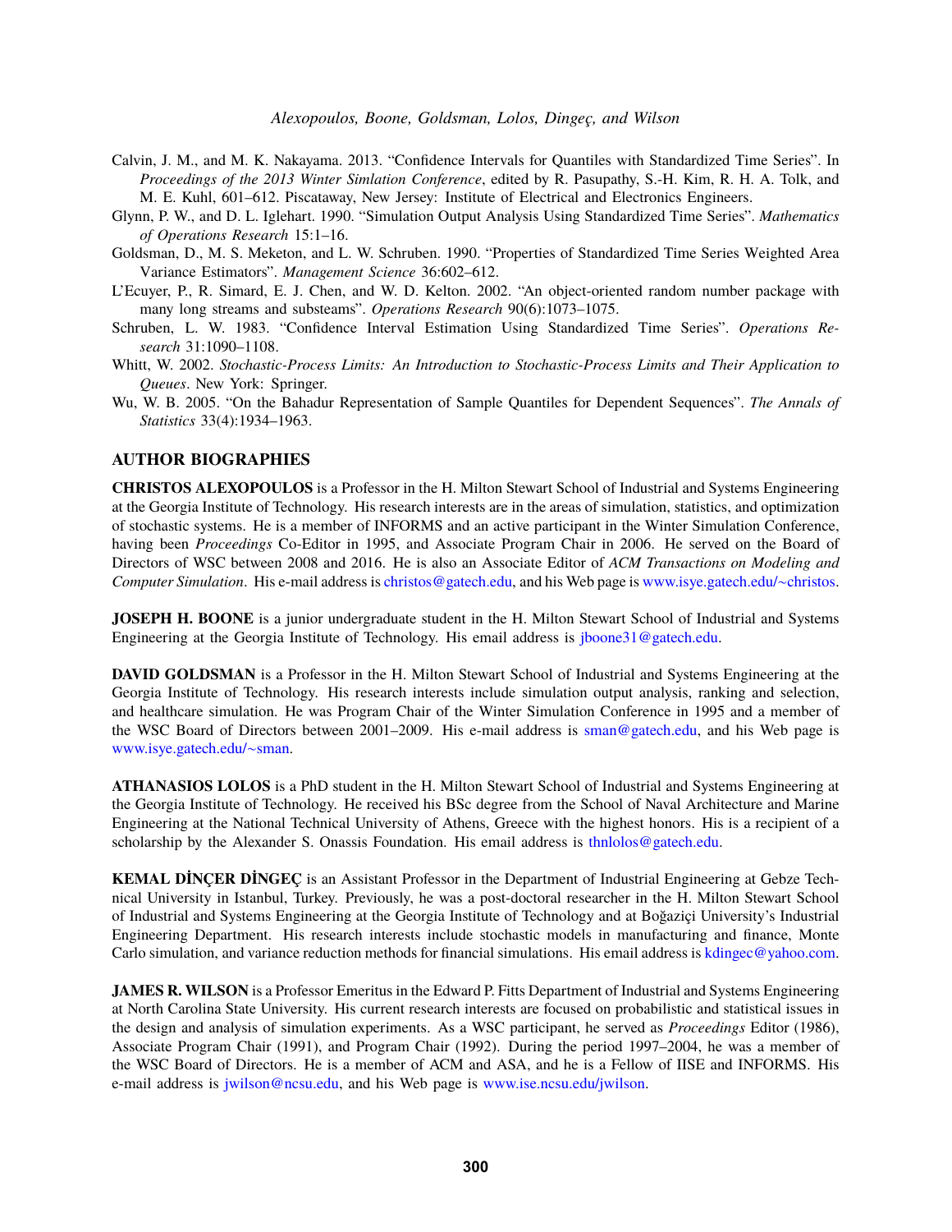Calvin, J. M., and M. K. Nakayama. 2013. "Confidence Intervals for Quantiles with Standardized Time Series". In *Proceedings of the 2013 Winter Simlation Conference*, edited by R. Pasupathy, S.-H. Kim, R. H. A. Tolk, and M. E. Kuhl, 601–612. Piscataway, New Jersey: Institute of Electrical and Electronics Engineers.

Glynn, P. W., and D. L. Iglehart. 1990. "Simulation Output Analysis Using Standardized Time Series". *Mathematics of Operations Research* 15:1–16.

Goldsman, D., M. S. Meketon, and L. W. Schruben. 1990. "Properties of Standardized Time Series Weighted Area Variance Estimators". *Management Science* 36:602–612.

L'Ecuyer, P., R. Simard, E. J. Chen, and W. D. Kelton. 2002. "An object-oriented random number package with many long streams and substeams". *Operations Research* 90(6):1073–1075.

Schruben, L. W. 1983. "Confidence Interval Estimation Using Standardized Time Series". *Operations Research* 31:1090–1108.

Whitt, W. 2002. *Stochastic-Process Limits: An Introduction to Stochastic-Process Limits and Their Application to Queues*. New York: Springer.

Wu, W. B. 2005. "On the Bahadur Representation of Sample Quantiles for Dependent Sequences". *The Annals of Statistics* 33(4):1934–1963.

## AUTHOR BIOGRAPHIES

**CHRISTOS ALEXOPOULOS** is a Professor in the H. Milton Stewart School of Industrial and Systems Engineering at the Georgia Institute of Technology. His research interests are in the areas of simulation, statistics, and optimization of stochastic systems. He is a member of INFORMS and an active participant in the Winter Simulation Conference, having been *Proceedings* Co-Editor in 1995, and Associate Program Chair in 2006. He served on the Board of Directors of WSC between 2008 and 2016. He is also an Associate Editor of *ACM Transactions on Modeling and Computer Simulation*. His e-mail address is christos@gatech.edu, and his Web page is www.isye.gatech.edu/∼christos.

**JOSEPH H. BOONE** is a junior undergraduate student in the H. Milton Stewart School of Industrial and Systems Engineering at the Georgia Institute of Technology. His email address is jboone31@gatech.edu.

**DAVID GOLDSMAN** is a Professor in the H. Milton Stewart School of Industrial and Systems Engineering at the Georgia Institute of Technology. His research interests include simulation output analysis, ranking and selection, and healthcare simulation. He was Program Chair of the Winter Simulation Conference in 1995 and a member of the WSC Board of Directors between 2001–2009. His e-mail address is sman@gatech.edu, and his Web page is www.isye.gatech.edu/∼sman.

**ATHANASIOS LOLOS** is a PhD student in the H. Milton Stewart School of Industrial and Systems Engineering at the Georgia Institute of Technology. He received his BSc degree from the School of Naval Architecture and Marine Engineering at the National Technical University of Athens, Greece with the highest honors. His is a recipient of a scholarship by the Alexander S. Onassis Foundation. His email address is thnlolos@gatech.edu.

**KEMAL DİNÇER DİNGEÇ** is an Assistant Professor in the Department of Industrial Engineering at Gebze Technical University in Istanbul, Turkey. Previously, he was a post-doctoral researcher in the H. Milton Stewart School of Industrial and Systems Engineering at the Georgia Institute of Technology and at Boğaziçi University's Industrial Engineering Department. His research interests include stochastic models in manufacturing and finance, Monte Carlo simulation, and variance reduction methods for financial simulations. His email address is kdingec@yahoo.com.

**JAMES R. WILSON** is a Professor Emeritus in the Edward P. Fitts Department of Industrial and Systems Engineering at North Carolina State University. His current research interests are focused on probabilistic and statistical issues in the design and analysis of simulation experiments. As a WSC participant, he served as *Proceedings* Editor (1986), Associate Program Chair (1991), and Program Chair (1992). During the period 1997–2004, he was a member of the WSC Board of Directors. He is a member of ACM and ASA, and he is a Fellow of IISE and INFORMS. His e-mail address is jwilson@ncsu.edu, and his Web page is www.ise.ncsu.edu/jwilson.